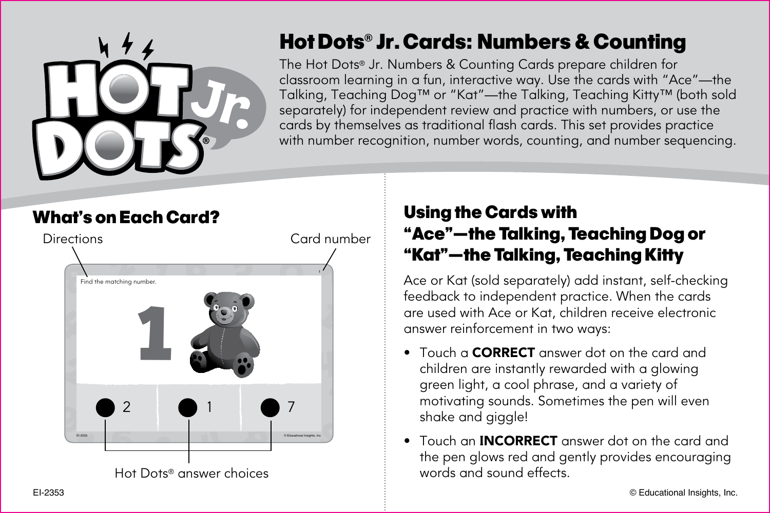# Hot Dots® Jr. Cards: Numbers & Counting

The Hot Dots® Jr. Numbers & Counting Cards prepare children for classroom learning in a fun, interactive way. Use the cards with "Ace"—the Talking, Teaching Dog™ or "Kat"—the Talking, Teaching Kitty™ (both sold separately) for independent review and practice with numbers, or use the cards by themselves as traditional flash cards. This set provides practice with number recognition, number words, counting, and number sequencing.

## What's on Each Card?

Directions

Card number

Find the matching number.

1

2 1 7

Hot Dots® answer choices

## Using the Cards with "Ace"—the Talking, Teaching Dog or "Kat"—the Talking, Teaching Kitty

Ace or Kat (sold separately) add instant, self-checking feedback to independent practice. When the cards are used with Ace or Kat, children receive electronic answer reinforcement in two ways:

- Touch a **CORRECT** answer dot on the card and children are instantly rewarded with a glowing green light, a cool phrase, and a variety of motivating sounds. Sometimes the pen will even shake and giggle!
- Touch an **INCORRECT** answer dot on the card and the pen glows red and gently provides encouraging words and sound effects.

EI-2353

© Educational Insights, Inc.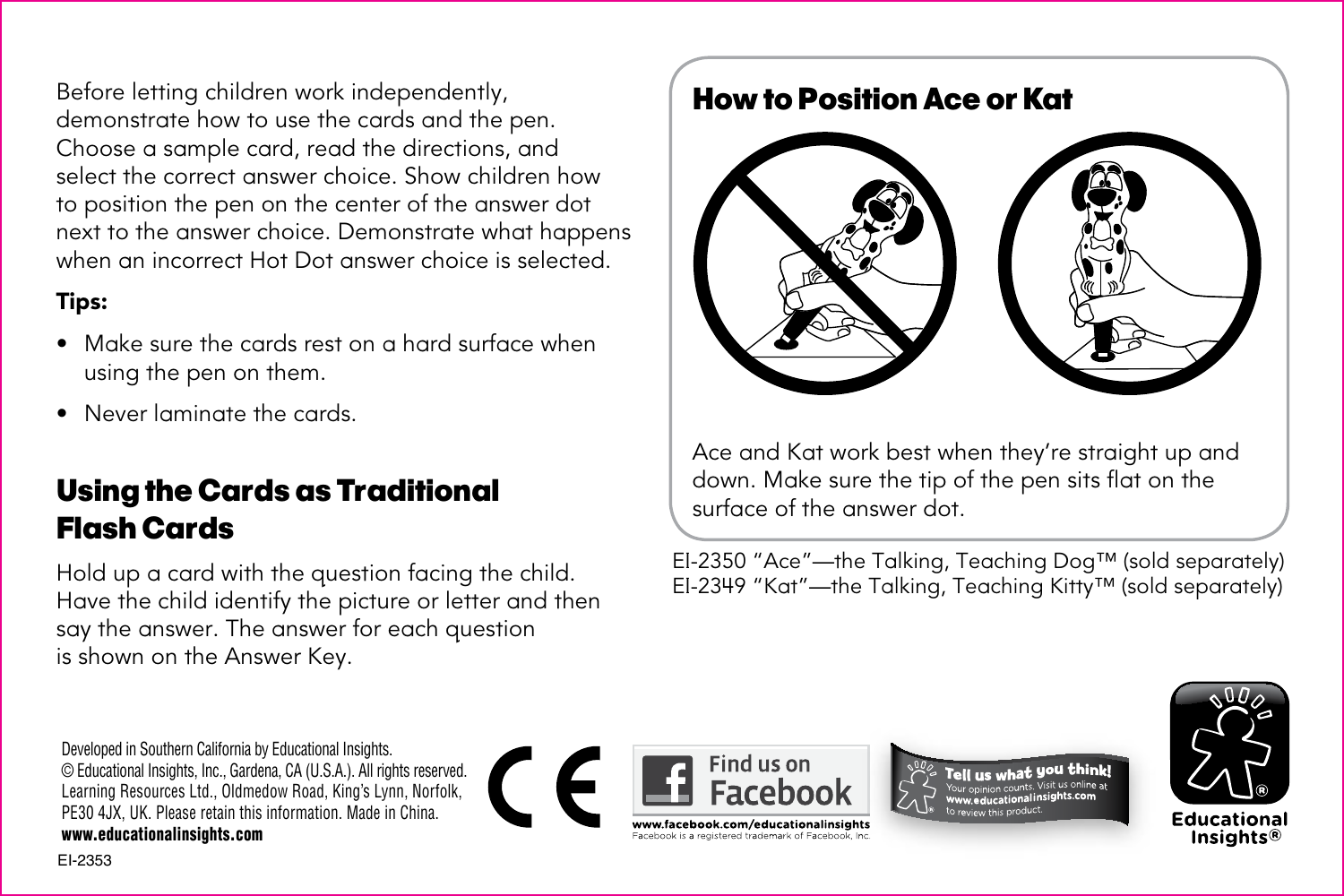Before letting children work independently, demonstrate how to use the cards and the pen. Choose a sample card, read the directions, and select the correct answer choice. Show children how to position the pen on the center of the answer dot next to the answer choice. Demonstrate what happens when an incorrect Hot Dot answer choice is selected.

**Tips:**

- Make sure the cards rest on a hard surface when using the pen on them.
- Never laminate the cards.

## Using the Cards as Traditional Flash Cards

Hold up a card with the question facing the child. Have the child identify the picture or letter and then say the answer. The answer for each question is shown on the Answer Key.

## How to Position Ace or Kat

Ace and Kat work best when they're straight up and down. Make sure the tip of the pen sits flat on the surface of the answer dot.

EI-2350 "Ace"—the Talking, Teaching Dog™ (sold separately)
EI-2349 "Kat"—the Talking, Teaching Kitty™ (sold separately)

Developed in Southern California by Educational Insights.
© Educational Insights, Inc., Gardena, CA (U.S.A.). All rights reserved.
Learning Resources Ltd., Oldmedow Road, King's Lynn, Norfolk, PE30 4JX, UK. Please retain this information. Made in China.
**www.educationalinsights.com**

EI-2353

Find us on Facebook
www.facebook.com/educationalinsights
Facebook is a registered trademark of Facebook, Inc.

Tell us what you think! Your opinion counts. Visit us online at www.educationalinsights.com to review this product.

Educational Insights®